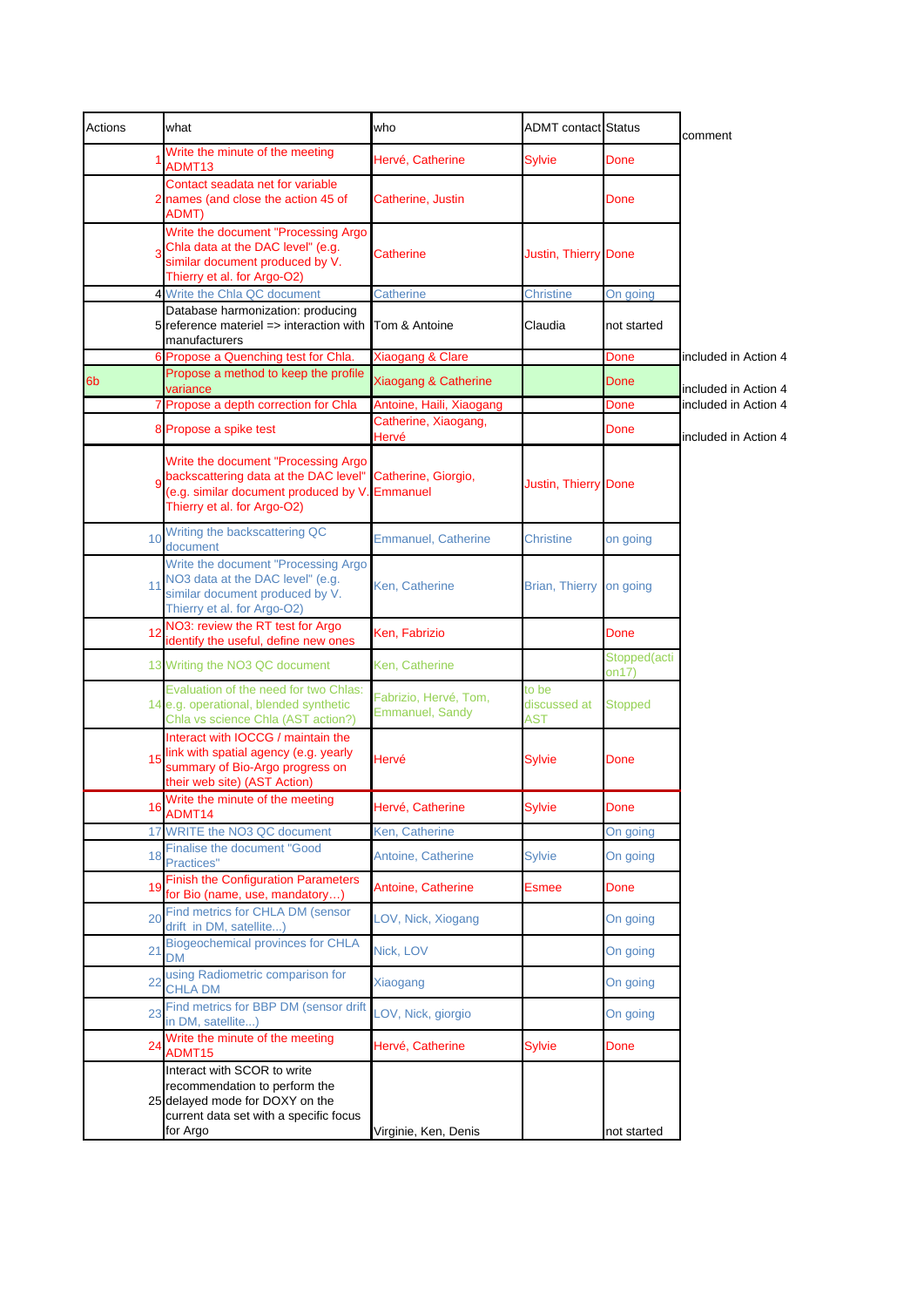| Actions | what | who | ADMT contact | Status | comment |
|---|---|---|---|---|---|
| 1 | Write the minute of the meeting ADMT13 | Hervé, Catherine | Sylvie | Done | |
| 2 | Contact seadata net for variable names (and close the action 45 of ADMT) | Catherine, Justin | | Done | |
| 3 | Write the document "Processing Argo Chla data at the DAC level" (e.g. similar document produced by V. Thierry et al. for Argo-O2) | Catherine | Justin, Thierry | Done | |
| 4 | Write the Chla QC document | Catherine | Christine | On going | |
| 5 | Database harmonization: producing reference materiel => interaction with manufacturers | Tom & Antoine | Claudia | not started | |
| 6 | Propose a Quenching test for Chla. | Xiaogang & Clare | | Done | included in Action 4 |
| 6b | Propose a method to keep the profile variance | Xiaogang & Catherine | | Done | included in Action 4 |
| 7 | Propose a depth correction for Chla | Antoine, Haili, Xiaogang | | Done | included in Action 4 |
| 8 | Propose a spike test | Catherine, Xiaogang, Hervé | | Done | included in Action 4 |
| 9 | Write the document "Processing Argo backscattering data at the DAC level" (e.g. similar document produced by V. Thierry et al. for Argo-O2) | Catherine, Giorgio, Emmanuel | Justin, Thierry | Done | |
| 10 | Writing the backscattering QC document | Emmanuel, Catherine | Christine | on going | |
| 11 | Write the document "Processing Argo NO3 data at the DAC level" (e.g. similar document produced by V. Thierry et al. for Argo-O2) | Ken, Catherine | Brian, Thierry | on going | |
| 12 | NO3: review the RT test for Argo identify the useful, define new ones | Ken, Fabrizio | | Done | |
| 13 | Writing the NO3 QC document | Ken, Catherine | | Stopped(action17) | |
| 14 | Evaluation of the need for two Chlas: e.g. operational, blended synthetic Chla vs science Chla (AST action?) | Fabrizio, Hervé, Tom, Emmanuel, Sandy | to be discussed at AST | Stopped | |
| 15 | Interact with IOCCG / maintain the link with spatial agency (e.g. yearly summary of Bio-Argo progress on their web site) (AST Action) | Hervé | Sylvie | Done | |
| 16 | Write the minute of the meeting ADMT14 | Hervé, Catherine | Sylvie | Done | |
| 17 | WRITE the NO3 QC document | Ken, Catherine | | On going | |
| 18 | Finalise the document "Good Practices" | Antoine, Catherine | Sylvie | On going | |
| 19 | Finish the Configuration Parameters for Bio (name, use, mandatory…) | Antoine, Catherine | Esmee | Done | |
| 20 | Find metrics for CHLA DM (sensor drift in DM, satellite...) | LOV, Nick, Xiogang | | On going | |
| 21 | Biogeochemical provinces for CHLA DM | Nick, LOV | | On going | |
| 22 | using Radiometric comparison for CHLA DM | Xiaogang | | On going | |
| 23 | Find metrics for BBP DM (sensor drift in DM, satellite...) | LOV, Nick, giorgio | | On going | |
| 24 | Write the minute of the meeting ADMT15 | Hervé, Catherine | Sylvie | Done | |
| 25 | Interact with SCOR to write recommendation to perform the delayed mode for DOXY on the current data set with a specific focus for Argo | Virginie, Ken, Denis | | not started | |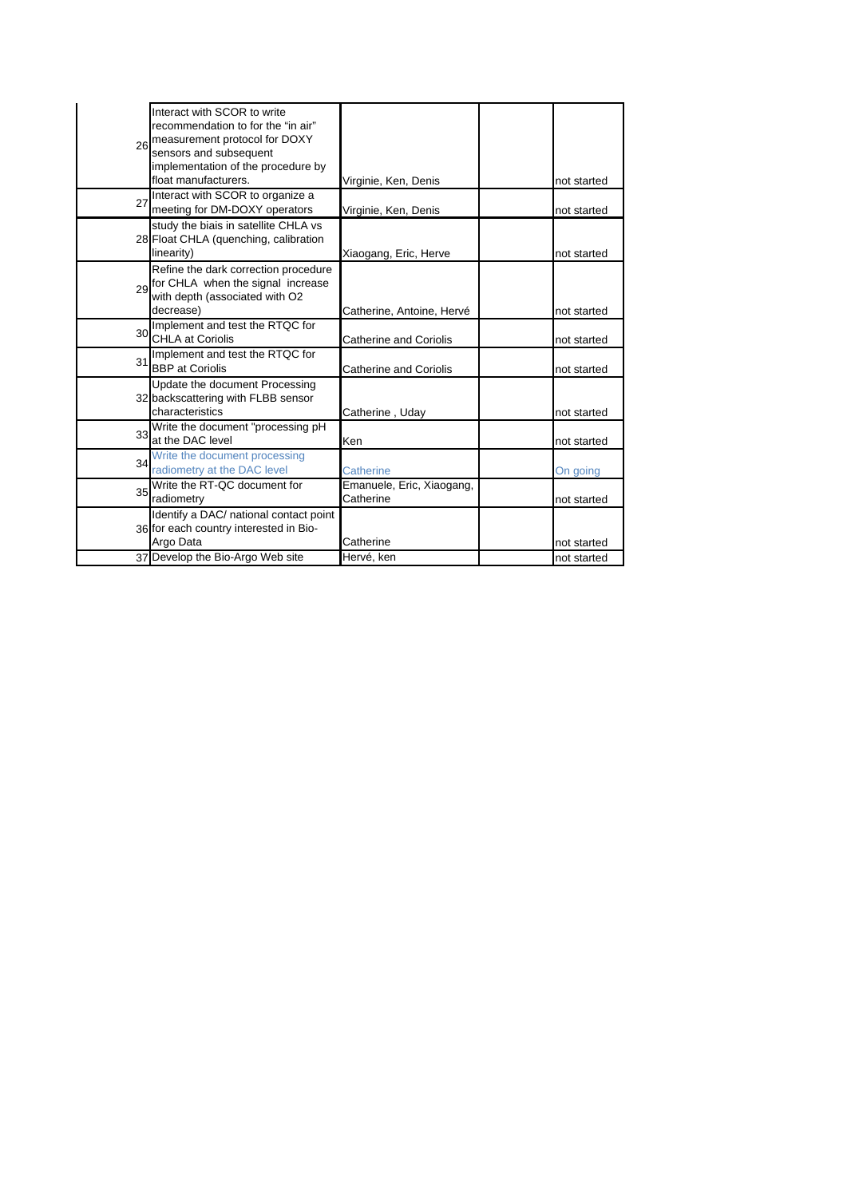| | | | | |
|---|---|---|---|---|
| 26 | Interact with SCOR to write recommendation to for the "in air" measurement protocol for DOXY sensors and subsequent implementation of the procedure by float manufacturers. | Virginie, Ken, Denis | | not started |
| 27 | Interact with SCOR to organize a meeting for DM-DOXY operators | Virginie, Ken, Denis | | not started |
| 28 | study the biais in satellite CHLA vs Float CHLA (quenching, calibration linearity) | Xiaogang, Eric, Herve | | not started |
| 29 | Refine the dark correction procedure for CHLA when the signal increase with depth (associated with O2 decrease) | Catherine, Antoine, Hervé | | not started |
| 30 | Implement and test the RTQC for CHLA at Coriolis | Catherine and Coriolis | | not started |
| 31 | Implement and test the RTQC for BBP at Coriolis | Catherine and Coriolis | | not started |
| 32 | Update the document Processing backscattering with FLBB sensor characteristics | Catherine , Uday | | not started |
| 33 | Write the document "processing pH at the DAC level | Ken | | not started |
| 34 | Write the document processing radiometry at the DAC level | Catherine | | On going |
| 35 | Write the RT-QC document for radiometry | Emanuele, Eric, Xiaogang, Catherine | | not started |
| 36 | Identify a DAC/ national contact point for each country interested in Bio-Argo Data | Catherine | | not started |
| 37 | Develop the Bio-Argo Web site | Hervé, ken | | not started |